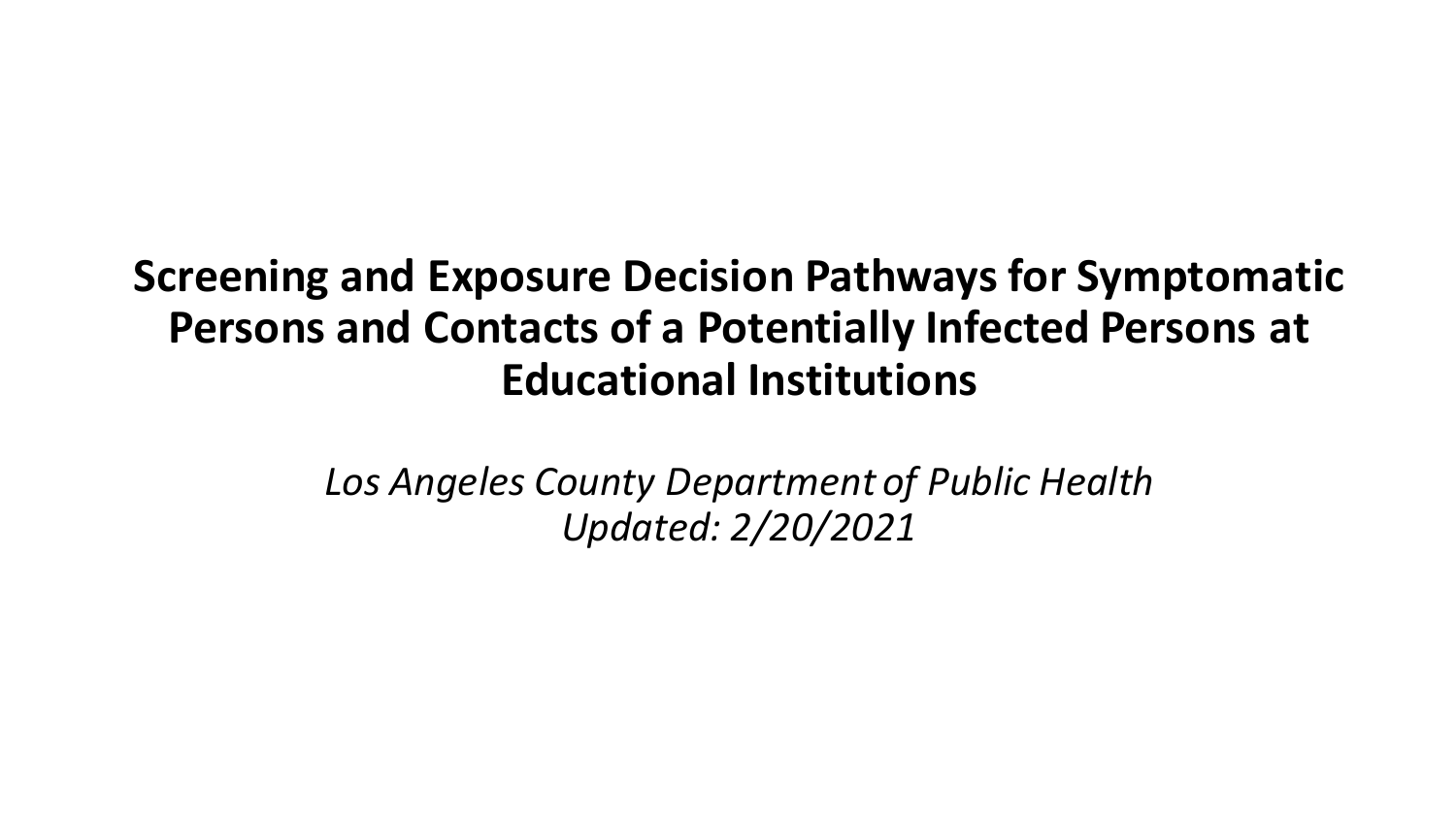# Screening and Exposure Decision Pathways for Symptomatic Persons and Contacts of a Potentially Infected Persons at Educational Institutions

*Los Angeles County Department of Public Health*
*Updated: 2/20/2021*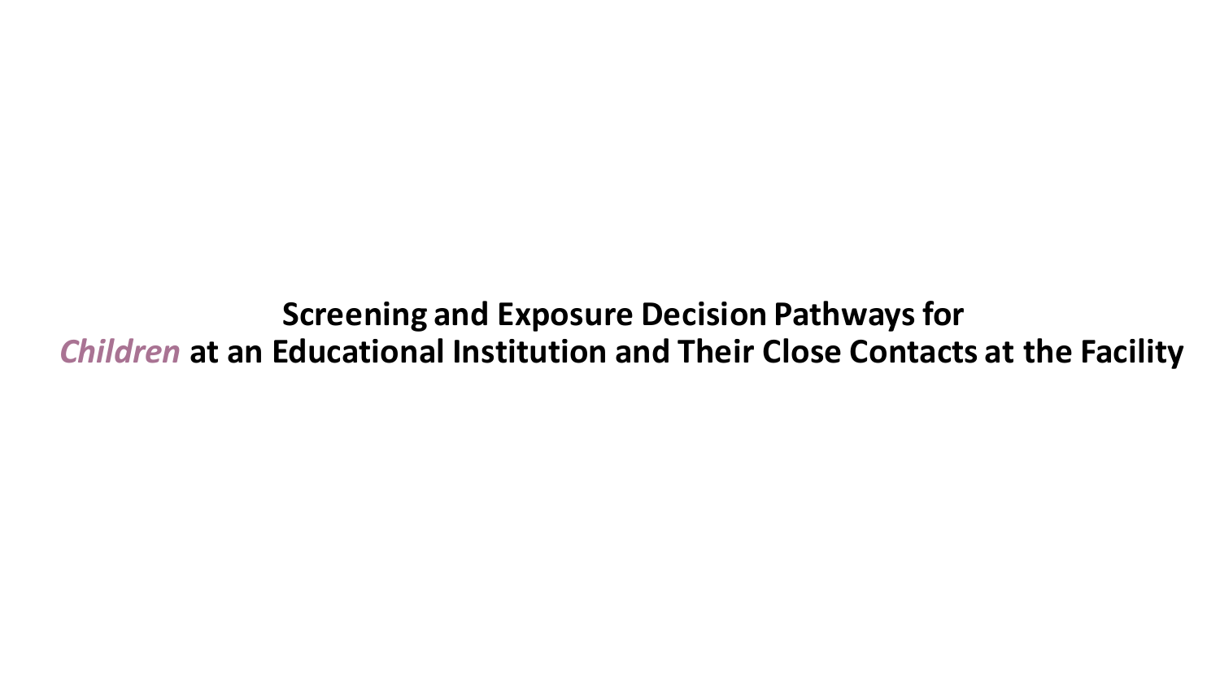# Screening and Exposure Decision Pathways for *Children* at an Educational Institution and Their Close Contacts at the Facility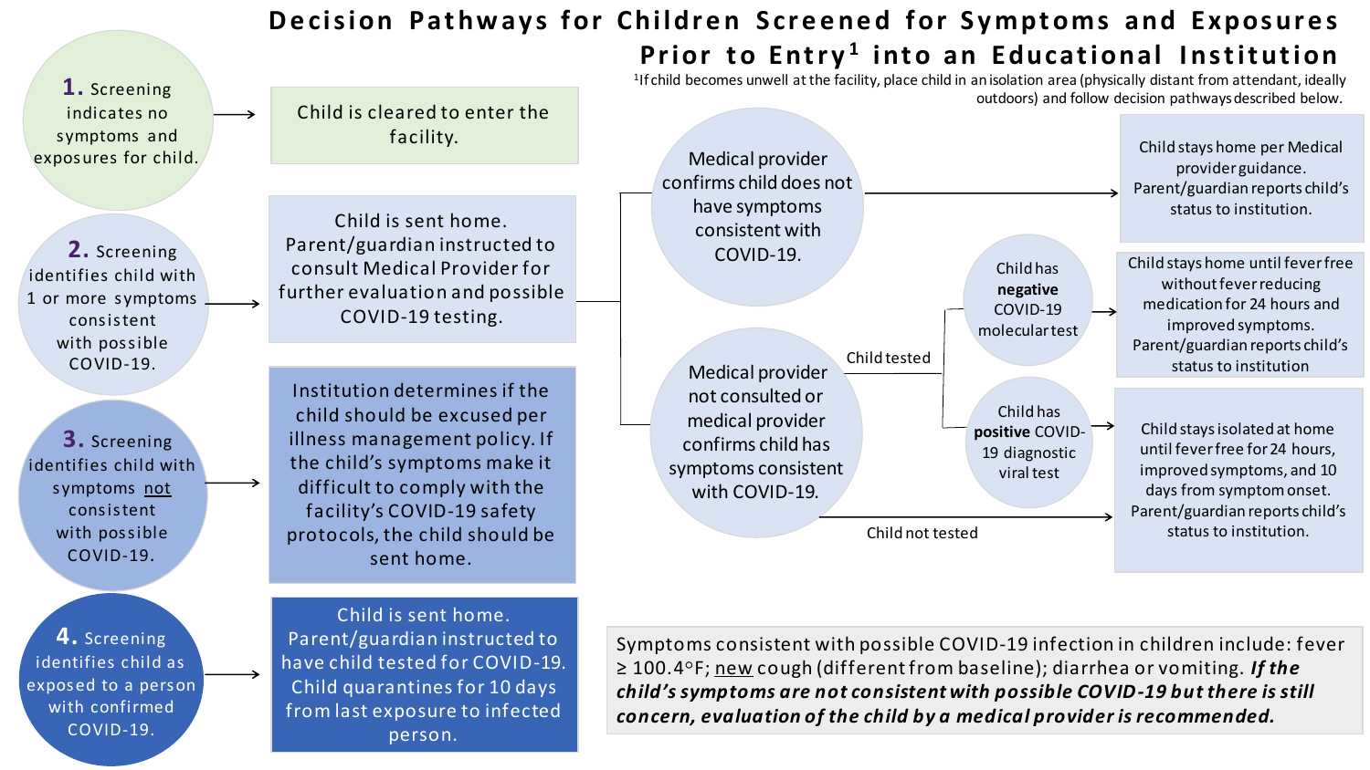# Decision Pathways for Children Screened for Symptoms and Exposures Prior to Entry[1] into an Educational Institution

[1]If child becomes unwell at the facility, place child in an isolation area (physically distant from attendant, ideally outdoors) and follow decision pathways described below.

**1.** Screening indicates no symptoms and exposures for child.
→ Child is cleared to enter the facility.

**2.** Screening identifies child with 1 or more symptoms consistent with possible COVID-19.
→ Child is sent home. Parent/guardian instructed to consult Medical Provider for further evaluation and possible COVID-19 testing.

- Medical provider confirms child does not have symptoms consistent with COVID-19.
  → Child stays home per Medical provider guidance. Parent/guardian reports child's status to institution.
- Medical provider not consulted or medical provider confirms child has symptoms consistent with COVID-19.
  - Child tested:
    - Child has **negative** COVID-19 molecular test
      → Child stays home until fever free without fever reducing medication for 24 hours and improved symptoms. Parent/guardian reports child's status to institution
    - Child has **positive** COVID-19 diagnostic viral test
      → Child stays isolated at home until fever free for 24 hours, improved symptoms, and 10 days from symptom onset. Parent/guardian reports child's status to institution.
  - Child not tested
    → Child stays isolated at home until fever free for 24 hours, improved symptoms, and 10 days from symptom onset. Parent/guardian reports child's status to institution.

**3.** Screening identifies child with symptoms not consistent with possible COVID-19.
→ Institution determines if the child should be excused per illness management policy. If the child's symptoms make it difficult to comply with the facility's COVID-19 safety protocols, the child should be sent home.

**4.** Screening identifies child as exposed to a person with confirmed COVID-19.
→ Child is sent home. Parent/guardian instructed to have child tested for COVID-19. Child quarantines for 10 days from last exposure to infected person.

Symptoms consistent with possible COVID-19 infection in children include: fever ≥ 100.4°F; new cough (different from baseline); diarrhea or vomiting. ***If the child's symptoms are not consistent with possible COVID-19 but there is still concern, evaluation of the child by a medical provider is recommended.***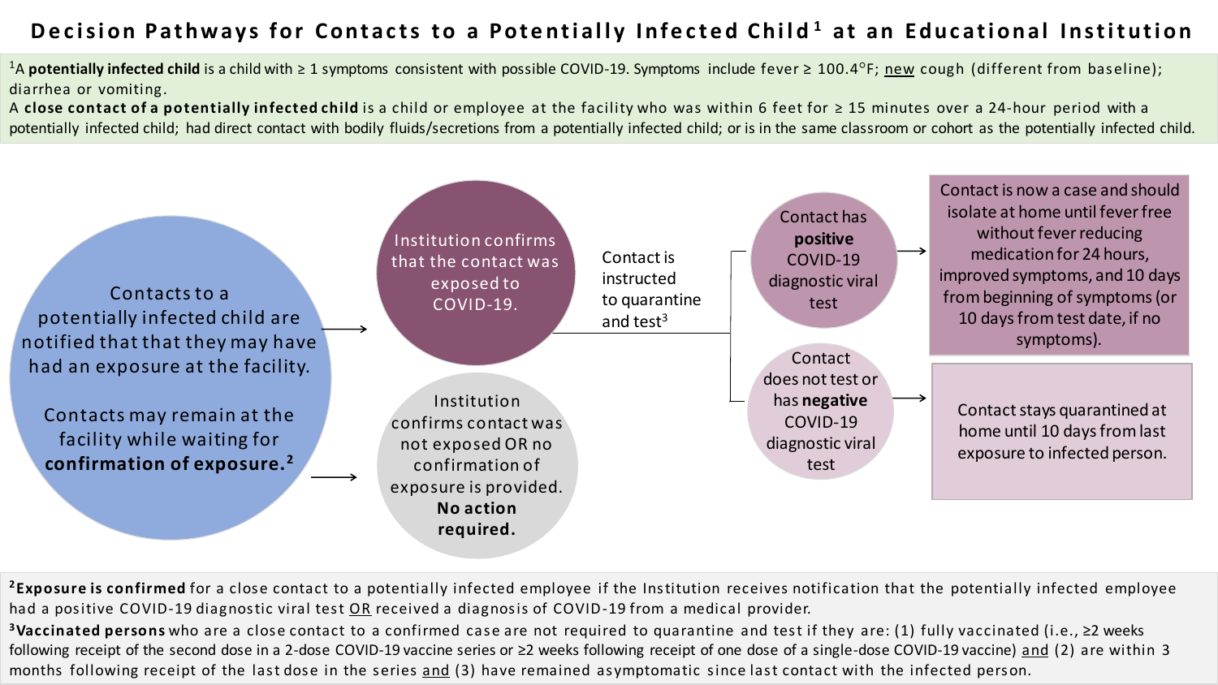# Decision Pathways for Contacts to a Potentially Infected Child[1] at an Educational Institution

[1]A **potentially infected child** is a child with ≥ 1 symptoms consistent with possible COVID-19. Symptoms include fever ≥ 100.4°F; new cough (different from baseline); diarrhea or vomiting.

A **close contact of a potentially infected child** is a child or employee at the facility who was within 6 feet for ≥ 15 minutes over a 24-hour period with a potentially infected child; had direct contact with bodily fluids/secretions from a potentially infected child; or is in the same classroom or cohort as the potentially infected child.

Contacts to a potentially infected child are notified that that they may have had an exposure at the facility.

Contacts may remain at the facility while waiting for **confirmation of exposure.**[2]

→ Institution confirms that the contact was exposed to COVID-19.

Contact is instructed to quarantine and test[3]

- Contact has **positive** COVID-19 diagnostic viral test → Contact is now a case and should isolate at home until fever free without fever reducing medication for 24 hours, improved symptoms, and 10 days from beginning of symptoms (or 10 days from test date, if no symptoms).
- Contact does not test or has **negative** COVID-19 diagnostic viral test → Contact stays quarantined at home until 10 days from last exposure to infected person.

→ Institution confirms contact was not exposed OR no confirmation of exposure is provided. **No action required.**

[2]**Exposure is confirmed** for a close contact to a potentially infected employee if the Institution receives notification that the potentially infected employee had a positive COVID-19 diagnostic viral test OR received a diagnosis of COVID-19 from a medical provider.

[3]**Vaccinated persons** who are a close contact to a confirmed case are not required to quarantine and test if they are: (1) fully vaccinated (i.e., ≥2 weeks following receipt of the second dose in a 2-dose COVID-19 vaccine series or ≥2 weeks following receipt of one dose of a single-dose COVID-19 vaccine) and (2) are within 3 months following receipt of the last dose in the series and (3) have remained asymptomatic since last contact with the infected person.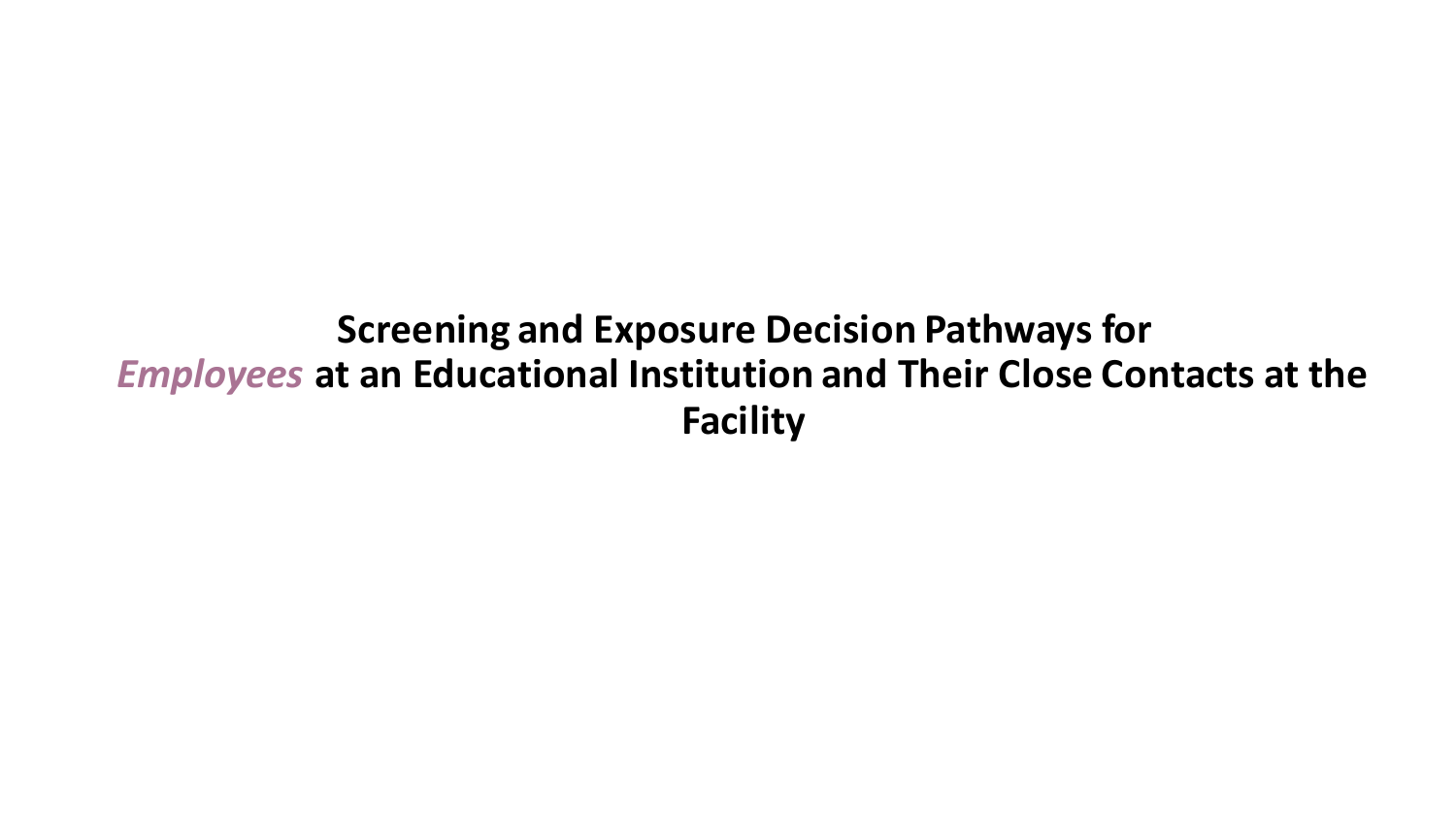# Screening and Exposure Decision Pathways for *Employees* at an Educational Institution and Their Close Contacts at the Facility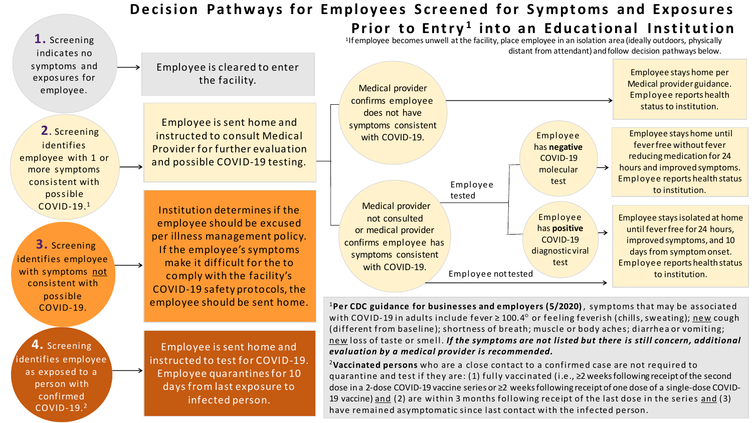# Decision Pathways for Employees Screened for Symptoms and Exposures Prior to Entry[1] into an Educational Institution

[1]If employee becomes unwell at the facility, place employee in an isolation area (ideally outdoors, physically distant from attendant) and follow decision pathways below.

**1.** Screening indicates no symptoms and exposures for employee. → Employee is cleared to enter the facility.

**2.** Screening identifies employee with 1 or more symptoms consistent with possible COVID-19.[1] → Employee is sent home and instructed to consult Medical Provider for further evaluation and possible COVID-19 testing.

- Medical provider confirms employee does not have symptoms consistent with COVID-19. → Employee stays home per Medical provider guidance. Employee reports health status to institution.
- Medical provider not consulted or medical provider confirms employee has symptoms consistent with COVID-19.
  - Employee tested:
    - Employee has **negative** COVID-19 molecular test → Employee stays home until fever free without fever reducing medication for 24 hours and improved symptoms. Employee reports health status to institution.
    - Employee has **positive** COVID-19 diagnostic viral test → Employee stays isolated at home until fever free for 24 hours, improved symptoms, and 10 days from symptom onset. Employee reports health status to institution.
  - Employee not tested → Employee stays isolated at home until fever free for 24 hours, improved symptoms, and 10 days from symptom onset. Employee reports health status to institution.

**3.** Screening identifies employee with symptoms not consistent with possible COVID-19. → Institution determines if the employee should be excused per illness management policy. If the employee's symptoms make it difficult for the to comply with the facility's COVID-19 safety protocols, the employee should be sent home.

**4.** Screening identifies employee as exposed to a person with confirmed COVID-19.[2] → Employee is sent home and instructed to test for COVID-19. Employee quarantines for 10 days from last exposure to infected person.

[1]**Per CDC guidance for businesses and employers (5/2020)**, symptoms that may be associated with COVID-19 in adults include fever ≥ 100.4° or feeling feverish (chills, sweating); new cough (different from baseline); shortness of breath; muscle or body aches; diarrhea or vomiting; new loss of taste or smell. ***If the symptoms are not listed but there is still concern, additional evaluation by a medical provider is recommended.***

[2]**Vaccinated persons** who are a close contact to a confirmed case are not required to quarantine and test if they are: (1) fully vaccinated (i.e., ≥2 weeks following receipt of the second dose in a 2-dose COVID-19 vaccine series or ≥2 weeks following receipt of one dose of a single-dose COVID-19 vaccine) and (2) are within 3 months following receipt of the last dose in the series and (3) have remained asymptomatic since last contact with the infected person.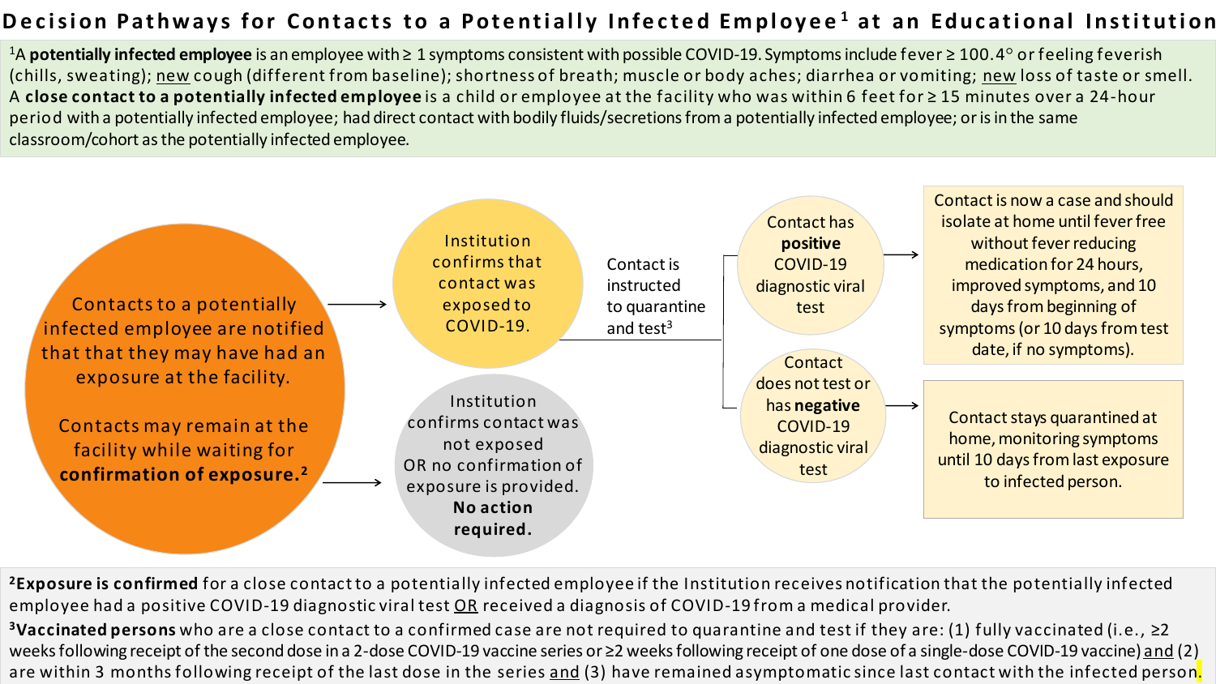# Decision Pathways for Contacts to a Potentially Infected Employee[1] at an Educational Institution

[1]A **potentially infected employee** is an employee with ≥ 1 symptoms consistent with possible COVID-19. Symptoms include fever ≥ 100.4° or feeling feverish (chills, sweating); new cough (different from baseline); shortness of breath; muscle or body aches; diarrhea or vomiting; new loss of taste or smell. A **close contact to a potentially infected employee** is a child or employee at the facility who was within 6 feet for ≥ 15 minutes over a 24-hour period with a potentially infected employee; had direct contact with bodily fluids/secretions from a potentially infected employee; or is in the same classroom/cohort as the potentially infected employee.

Contacts to a potentially infected employee are notified that that they may have had an exposure at the facility.

Contacts may remain at the facility while waiting for **confirmation of exposure.**[2]

→ Institution confirms that contact was exposed to COVID-19.

- Contact is instructed to quarantine and test[3]
  - Contact has **positive** COVID-19 diagnostic viral test → Contact is now a case and should isolate at home until fever free without fever reducing medication for 24 hours, improved symptoms, and 10 days from beginning of symptoms (or 10 days from test date, if no symptoms).
  - Contact does not test or has **negative** COVID-19 diagnostic viral test → Contact stays quarantined at home, monitoring symptoms until 10 days from last exposure to infected person.

→ Institution confirms contact was not exposed OR no confirmation of exposure is provided. **No action required.**

[2]**Exposure is confirmed** for a close contact to a potentially infected employee if the Institution receives notification that the potentially infected employee had a positive COVID-19 diagnostic viral test OR received a diagnosis of COVID-19 from a medical provider.

[3]**Vaccinated persons** who are a close contact to a confirmed case are not required to quarantine and test if they are: (1) fully vaccinated (i.e., ≥2 weeks following receipt of the second dose in a 2-dose COVID-19 vaccine series or ≥2 weeks following receipt of one dose of a single-dose COVID-19 vaccine) and (2) are within 3 months following receipt of the last dose in the series and (3) have remained asymptomatic since last contact with the infected person.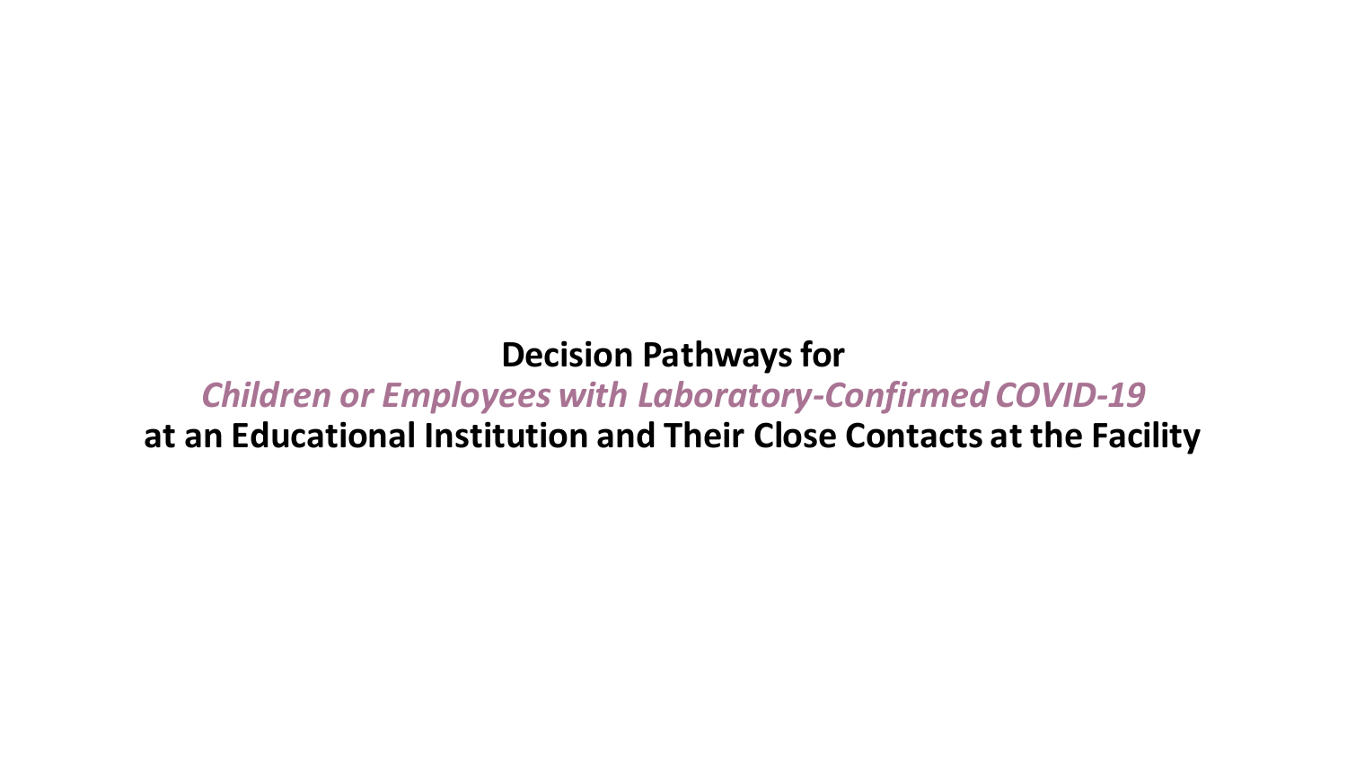**Decision Pathways for**

***Children or Employees with Laboratory-Confirmed COVID-19***

**at an Educational Institution and Their Close Contacts at the Facility**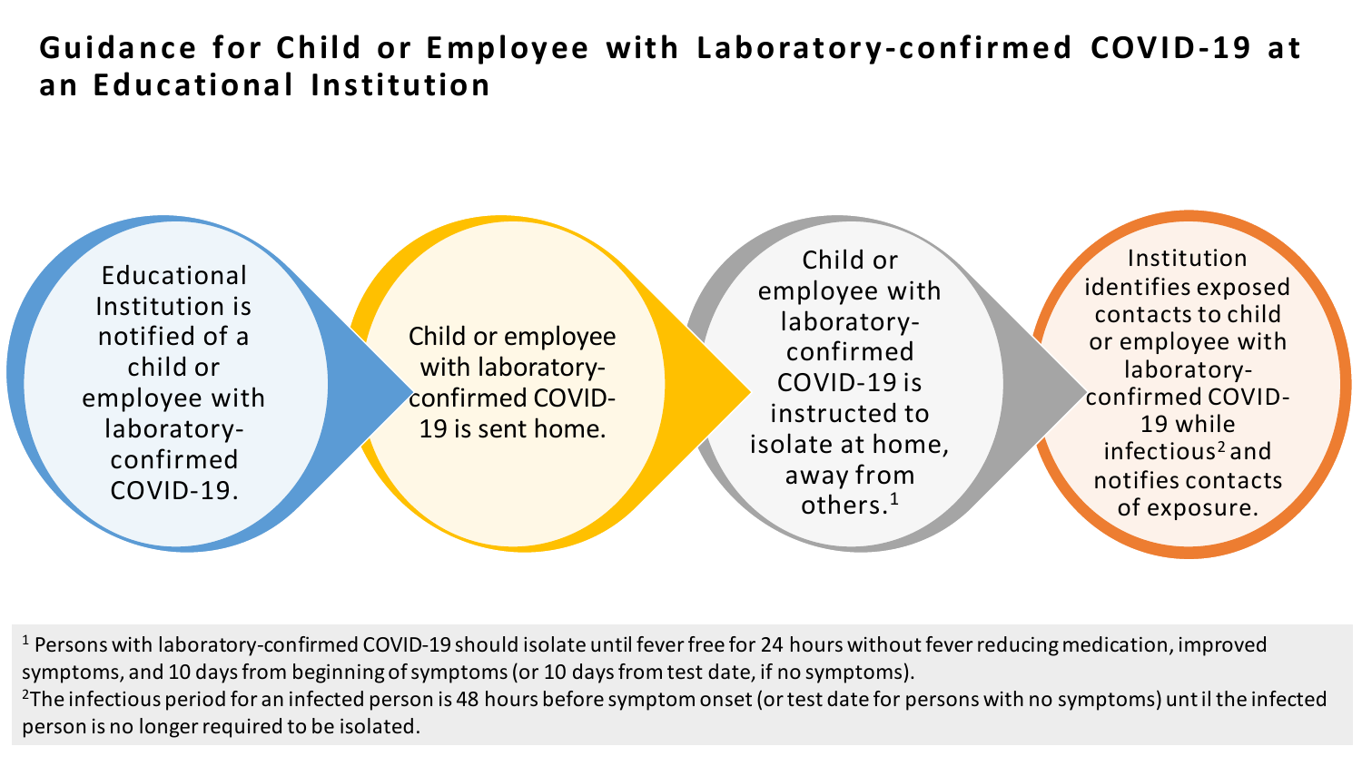# Guidance for Child or Employee with Laboratory-confirmed COVID-19 at an Educational Institution

1. Educational Institution is notified of a child or employee with laboratory-confirmed COVID-19.
2. Child or employee with laboratory-confirmed COVID-19 is sent home.
3. Child or employee with laboratory-confirmed COVID-19 is instructed to isolate at home, away from others.[1]
4. Institution identifies exposed contacts to child or employee with laboratory-confirmed COVID-19 while infectious[2] and notifies contacts of exposure.

[1] Persons with laboratory-confirmed COVID-19 should isolate until fever free for 24 hours without fever reducing medication, improved symptoms, and 10 days from beginning of symptoms (or 10 days from test date, if no symptoms).

[2] The infectious period for an infected person is 48 hours before symptom onset (or test date for persons with no symptoms) until the infected person is no longer required to be isolated.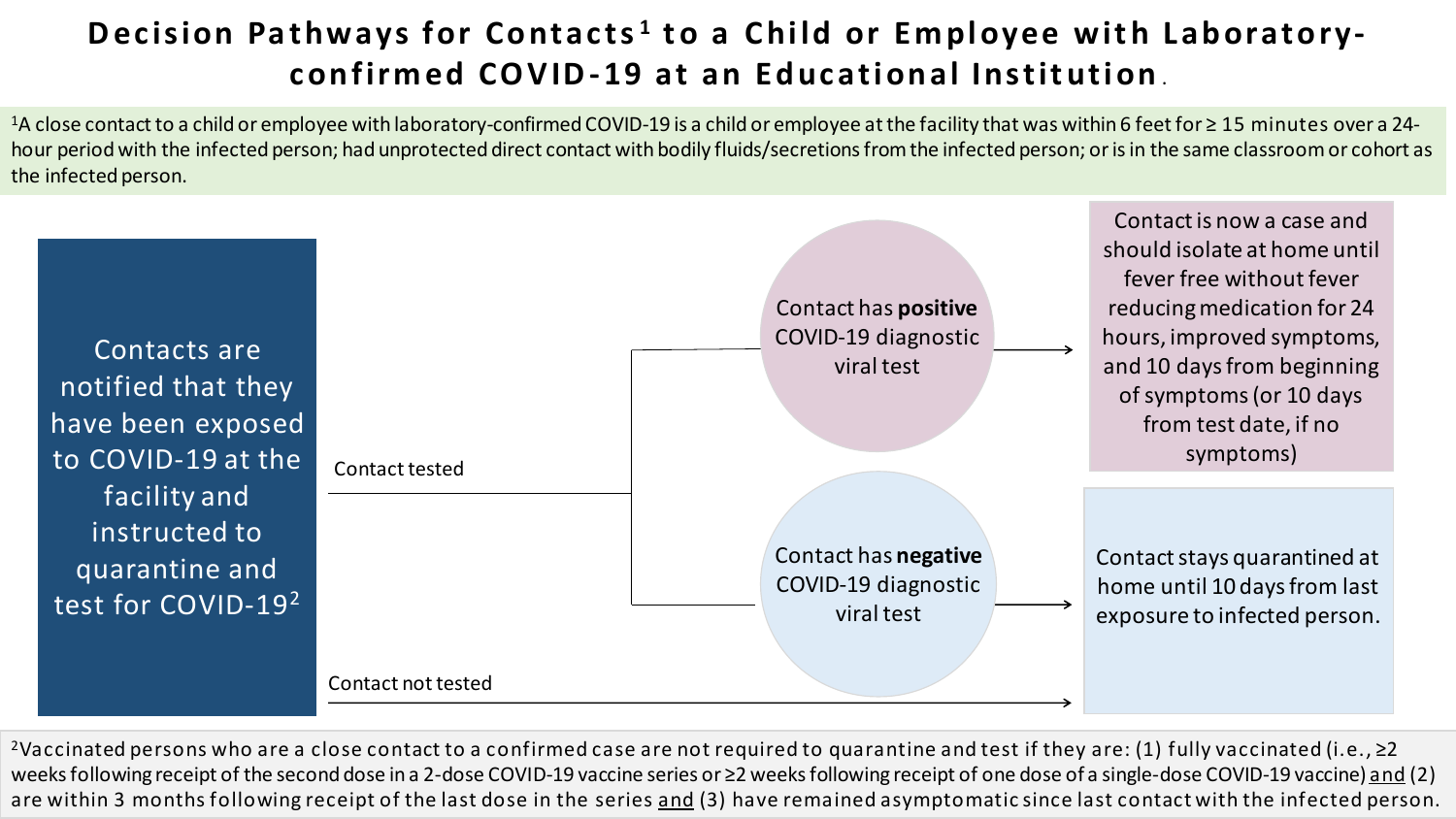# Decision Pathways for Contacts[1] to a Child or Employee with Laboratory-confirmed COVID-19 at an Educational Institution.

[1]A close contact to a child or employee with laboratory-confirmed COVID-19 is a child or employee at the facility that was within 6 feet for ≥ 15 minutes over a 24-hour period with the infected person; had unprotected direct contact with bodily fluids/secretions from the infected person; or is in the same classroom or cohort as the infected person.

Contacts are notified that they have been exposed to COVID-19 at the facility and instructed to quarantine and test for COVID-19[2]

Contact tested

Contact has **positive** COVID-19 diagnostic viral test

Contact is now a case and should isolate at home until fever free without fever reducing medication for 24 hours, improved symptoms, and 10 days from beginning of symptoms (or 10 days from test date, if no symptoms)

Contact has **negative** COVID-19 diagnostic viral test

Contact not tested

Contact stays quarantined at home until 10 days from last exposure to infected person.

[2]Vaccinated persons who are a close contact to a confirmed case are not required to quarantine and test if they are: (1) fully vaccinated (i.e., ≥2 weeks following receipt of the second dose in a 2-dose COVID-19 vaccine series or ≥2 weeks following receipt of one dose of a single-dose COVID-19 vaccine) and (2) are within 3 months following receipt of the last dose in the series and (3) have remained asymptomatic since last contact with the infected person.